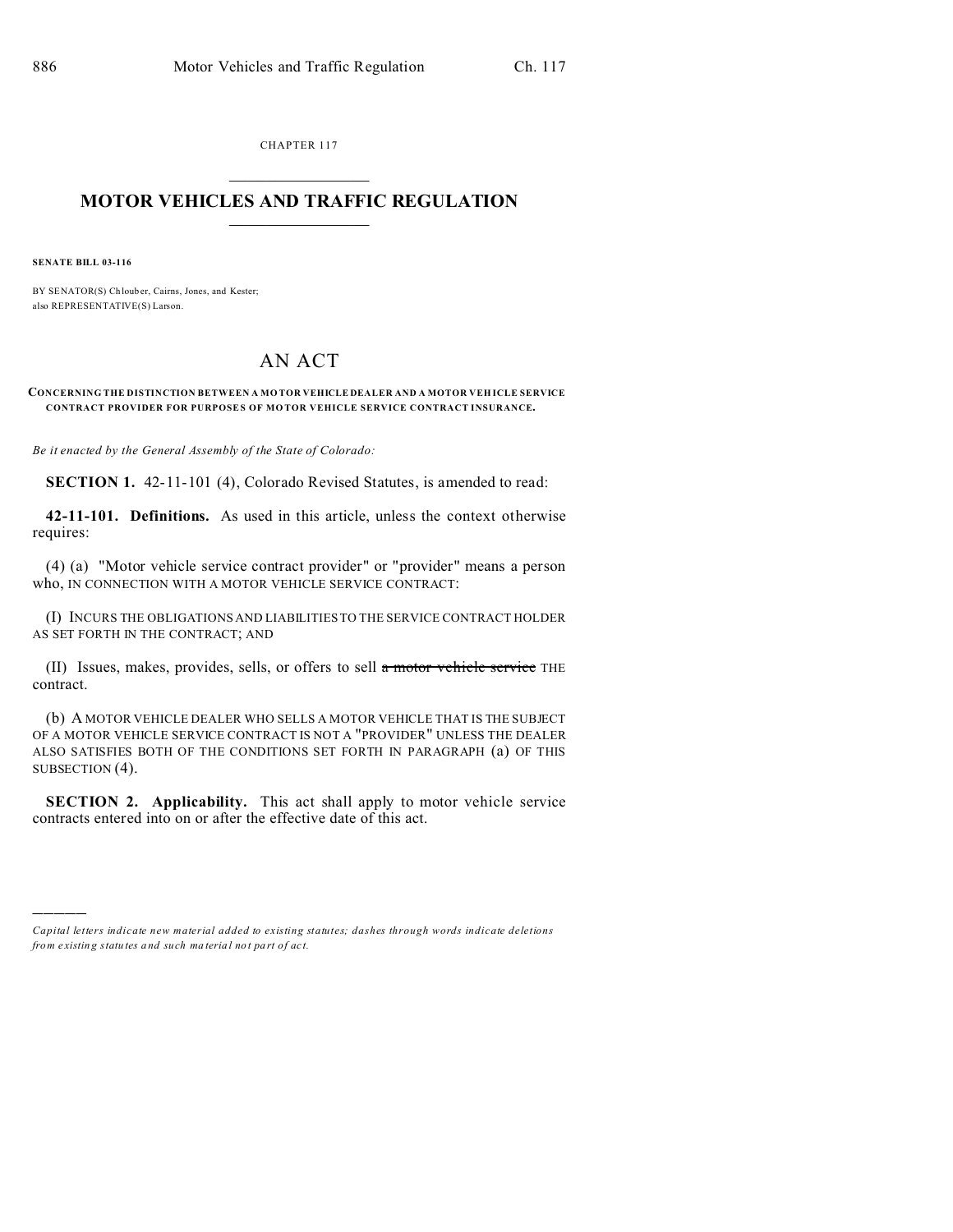CHAPTER 117

# MOTOR VEHICLES AND TRAFFIC REGULATION

**SENATE BILL 03-116**

BY SENATOR(S) Chlouber, Cairns, Jones, and Kester;
also REPRESENTATIVE(S) Larson.

# AN ACT

**CONCERNING THE DISTINCTION BETWEEN A MOTOR VEHICLE DEALER AND A MOTOR VEHICLE SERVICE CONTRACT PROVIDER FOR PURPOSES OF MOTOR VEHICLE SERVICE CONTRACT INSURANCE.**

*Be it enacted by the General Assembly of the State of Colorado:*

**SECTION 1.** 42-11-101 (4), Colorado Revised Statutes, is amended to read:

**42-11-101. Definitions.** As used in this article, unless the context otherwise requires:

(4) (a) "Motor vehicle service contract provider" or "provider" means a person who, IN CONNECTION WITH A MOTOR VEHICLE SERVICE CONTRACT:

(I) INCURS THE OBLIGATIONS AND LIABILITIES TO THE SERVICE CONTRACT HOLDER AS SET FORTH IN THE CONTRACT; AND

(II) Issues, makes, provides, sells, or offers to sell ~~a motor vehicle service~~ THE contract.

(b) A MOTOR VEHICLE DEALER WHO SELLS A MOTOR VEHICLE THAT IS THE SUBJECT OF A MOTOR VEHICLE SERVICE CONTRACT IS NOT A "PROVIDER" UNLESS THE DEALER ALSO SATISFIES BOTH OF THE CONDITIONS SET FORTH IN PARAGRAPH (a) OF THIS SUBSECTION (4).

**SECTION 2. Applicability.** This act shall apply to motor vehicle service contracts entered into on or after the effective date of this act.

---

*Capital letters indicate new material added to existing statutes; dashes through words indicate deletions from existing statutes and such material not part of act.*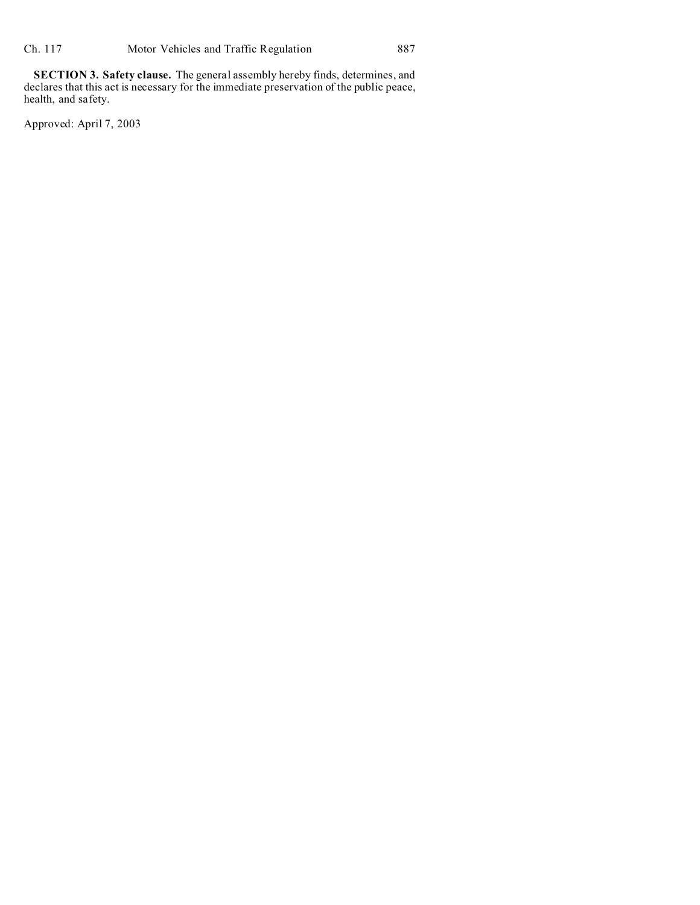**SECTION 3. Safety clause.** The general assembly hereby finds, determines, and declares that this act is necessary for the immediate preservation of the public peace, health, and safety.

Approved: April 7, 2003